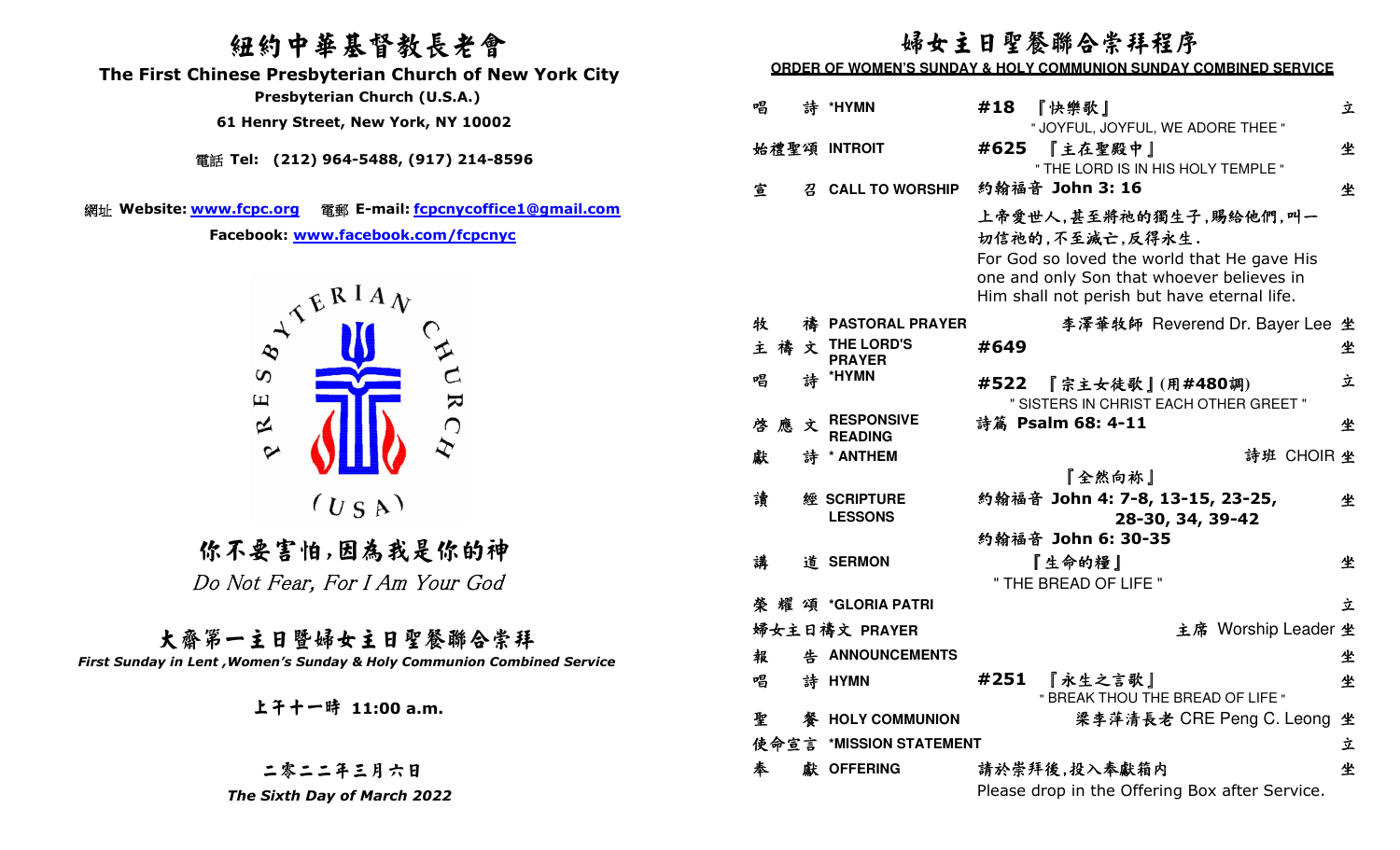# 紐約中華基督教長老會

## The First Chinese Presbyterian Church of New York City

**Presbyterian Church (U.S.A.)**

**61 Henry Street, New York, NY 10002**

電話 **Tel: (212) 964-5488, (917) 214-8596**

網址 **Website: www.fcpc.org** 電郵 **E-mail: fcpcnycoffice1@gmail.com**

**Facebook: www.facebook.com/fcpcnyc**

PRESBYTERIAN CHURCH (USA)

## 你不要害怕,因為我是你的神

*Do Not Fear, For I Am Your God*

## 大齋第一主日暨婦女主日聖餐聯合崇拜

***First Sunday in Lent ,Women's Sunday & Holy Communion Combined Service***

**上午十一時 11:00 a.m.**

**二零二二年三月六日**

***The Sixth Day of March 2022***

# 婦女主日聖餐聯合崇拜程序

**ORDER OF WOMEN'S SUNDAY & HOLY COMMUNION SUNDAY COMBINED SERVICE**

| | | | |
|---|---|---|---|
| 唱 詩 | **\*HYMN** | **#18** 『快樂歌』 " JOYFUL, JOYFUL, WE ADORE THEE " | 立 |
| 始禮聖頌 | **INTROIT** | **#625** 『主在聖殿中』 " THE LORD IS IN HIS HOLY TEMPLE " | 坐 |
| 宣 召 | **CALL TO WORSHIP** | 約翰福音 **John 3: 16** 上帝愛世人,甚至將祂的獨生子,賜給他們,叫一切信祂的,不至滅亡,反得永生. For God so loved the world that He gave His one and only Son that whoever believes in Him shall not perish but have eternal life. | 坐 |
| 牧 禱 | **PASTORAL PRAYER** | 李澤華牧師 Reverend Dr. Bayer Lee | 坐 |
| 主禱文 | **THE LORD'S PRAYER** | **#649** | 坐 |
| 唱 詩 | **\*HYMN** | **#522** 『宗主女徒歌』(用**#480**調) " SISTERS IN CHRIST EACH OTHER GREET " | 立 |
| 啓應文 | **RESPONSIVE READING** | 詩篇 **Psalm 68: 4-11** | 坐 |
| 獻 詩 | **\* ANTHEM** | 詩班 CHOIR 『全然向祢』 | 坐 |
| 讀 經 | **SCRIPTURE LESSONS** | 約翰福音 **John 4: 7-8, 13-15, 23-25, 28-30, 34, 39-42** 約翰福音 **John 6: 30-35** | 坐 |
| 講 道 | **SERMON** | 『生命的糧』 " THE BREAD OF LIFE " | 坐 |
| 榮耀頌 | **\*GLORIA PATRI** | | 立 |
| 婦女主日禱文 | **PRAYER** | 主席 Worship Leader | 坐 |
| 報 告 | **ANNOUNCEMENTS** | | 坐 |
| 唱 詩 | **HYMN** | **#251** 『永生之言歌』 " BREAK THOU THE BREAD OF LIFE " | 坐 |
| 聖 餐 | **HOLY COMMUNION** | 梁李萍清長老 CRE Peng C. Leong | 坐 |
| 使命宣言 | **\*MISSION STATEMENT** | | 立 |
| 奉 獻 | **OFFERING** | 請於崇拜後,投入奉獻箱內 Please drop in the Offering Box after Service. | 坐 |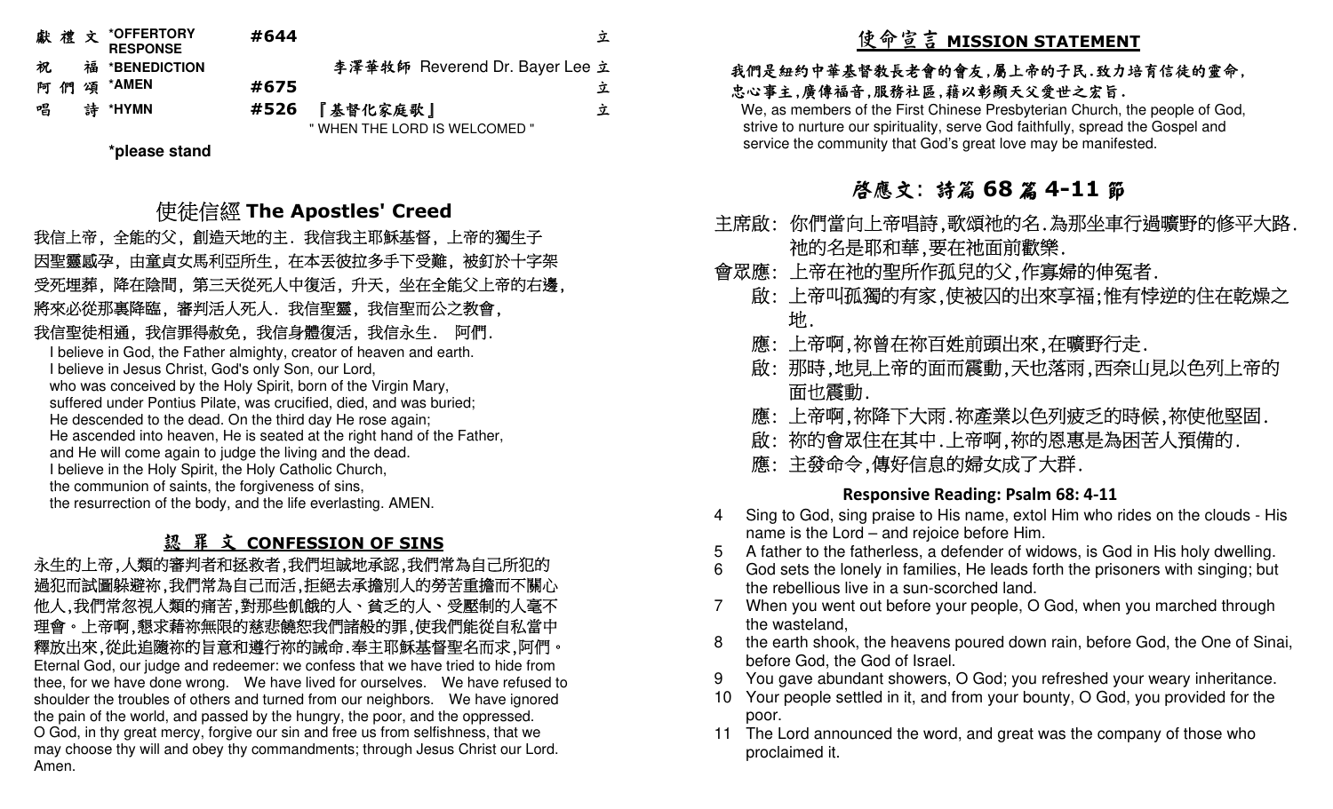| | | | | |
|---|---|---|---|---|
| 獻禮文 | *OFFERTORY RESPONSE | #644 | | 立 |
| 祝福 | *BENEDICTION | | 李澤華牧師 Reverend Dr. Bayer Lee | 立 |
| 阿們頌 | *AMEN | #675 | | 立 |
| 唱詩 | *HYMN | #526 | 『基督化家庭歌』" WHEN THE LORD IS WELCOMED " | 立 |

**\*please stand**

## 使徒信經 The Apostles' Creed

我信上帝，全能的父，創造天地的主．我信我主耶穌基督，上帝的獨生子因聖靈感孕，由童貞女馬利亞所生，在本丟彼拉多手下受難，被釘於十字架受死埋葬，降在陰間，第三天從死人中復活，升天，坐在全能父上帝的右邊，將來必從那裏降臨，審判活人死人．我信聖靈，我信聖而公之教會，我信聖徒相通，我信罪得赦免，我信身體復活，我信永生． 阿們．

I believe in God, the Father almighty, creator of heaven and earth.
I believe in Jesus Christ, God's only Son, our Lord,
who was conceived by the Holy Spirit, born of the Virgin Mary,
suffered under Pontius Pilate, was crucified, died, and was buried;
He descended to the dead. On the third day He rose again;
He ascended into heaven, He is seated at the right hand of the Father,
and He will come again to judge the living and the dead.
I believe in the Holy Spirit, the Holy Catholic Church,
the communion of saints, the forgiveness of sins,
the resurrection of the body, and the life everlasting. AMEN.

## 認罪文 CONFESSION OF SINS

永生的上帝,人類的審判者和拯救者,我們坦誠地承認,我們常為自己所犯的過犯而試圖躲避祢,我們常為自己而活,拒絕去承擔別人的勞苦重擔而不關心他人,我們常忽視人類的痛苦,對那些飢餓的人、貧乏的人、受壓制的人毫不理會。上帝啊,懇求藉祢無限的慈悲饒恕我們諸般的罪,使我們能從自私當中釋放出來,從此追隨祢的旨意和遵行祢的誡命.奉主耶穌基督聖名而求,阿們。

Eternal God, our judge and redeemer: we confess that we have tried to hide from thee, for we have done wrong. We have lived for ourselves. We have refused to shoulder the troubles of others and turned from our neighbors. We have ignored the pain of the world, and passed by the hungry, the poor, and the oppressed. O God, in thy great mercy, forgive our sin and free us from selfishness, that we may choose thy will and obey thy commandments; through Jesus Christ our Lord. Amen.

## 使命宣言 MISSION STATEMENT

**我們是紐約中華基督教長老會的會友,屬上帝的子民.致力培育信徒的靈命,忠心事主,廣傳福音,服務社區,藉以彰顯天父愛世之宏旨.**

We, as members of the First Chinese Presbyterian Church, the people of God, strive to nurture our spirituality, serve God faithfully, spread the Gospel and service the community that God's great love may be manifested.

## 啟應文: 詩篇 68 篇 4-11 節

主席啟: 你們當向上帝唱詩,歌頌祂的名.為那坐車行過曠野的修平大路.祂的名是耶和華,要在祂面前歡樂.

會眾應: 上帝在祂的聖所作孤兒的父,作寡婦的伸冤者.

啟: 上帝叫孤獨的有家,使被囚的出來享福;惟有悖逆的住在乾燥之地.

應: 上帝啊,祢曾在祢百姓前頭出來,在曠野行走.

啟: 那時,地見上帝的面而震動,天也落雨,西奈山見以色列上帝的面也震動.

應: 上帝啊,祢降下大雨.祢產業以色列疲乏的時候,祢使他堅固.

啟: 祢的會眾住在其中.上帝啊,祢的恩惠是為困苦人預備的.

應: 主發命令,傳好信息的婦女成了大群.

### Responsive Reading: Psalm 68: 4-11

4 Sing to God, sing praise to His name, extol Him who rides on the clouds - His name is the Lord – and rejoice before Him.
5 A father to the fatherless, a defender of widows, is God in His holy dwelling.
6 God sets the lonely in families, He leads forth the prisoners with singing; but the rebellious live in a sun-scorched land.
7 When you went out before your people, O God, when you marched through the wasteland,
8 the earth shook, the heavens poured down rain, before God, the One of Sinai, before God, the God of Israel.
9 You gave abundant showers, O God; you refreshed your weary inheritance.
10 Your people settled in it, and from your bounty, O God, you provided for the poor.
11 The Lord announced the word, and great was the company of those who proclaimed it.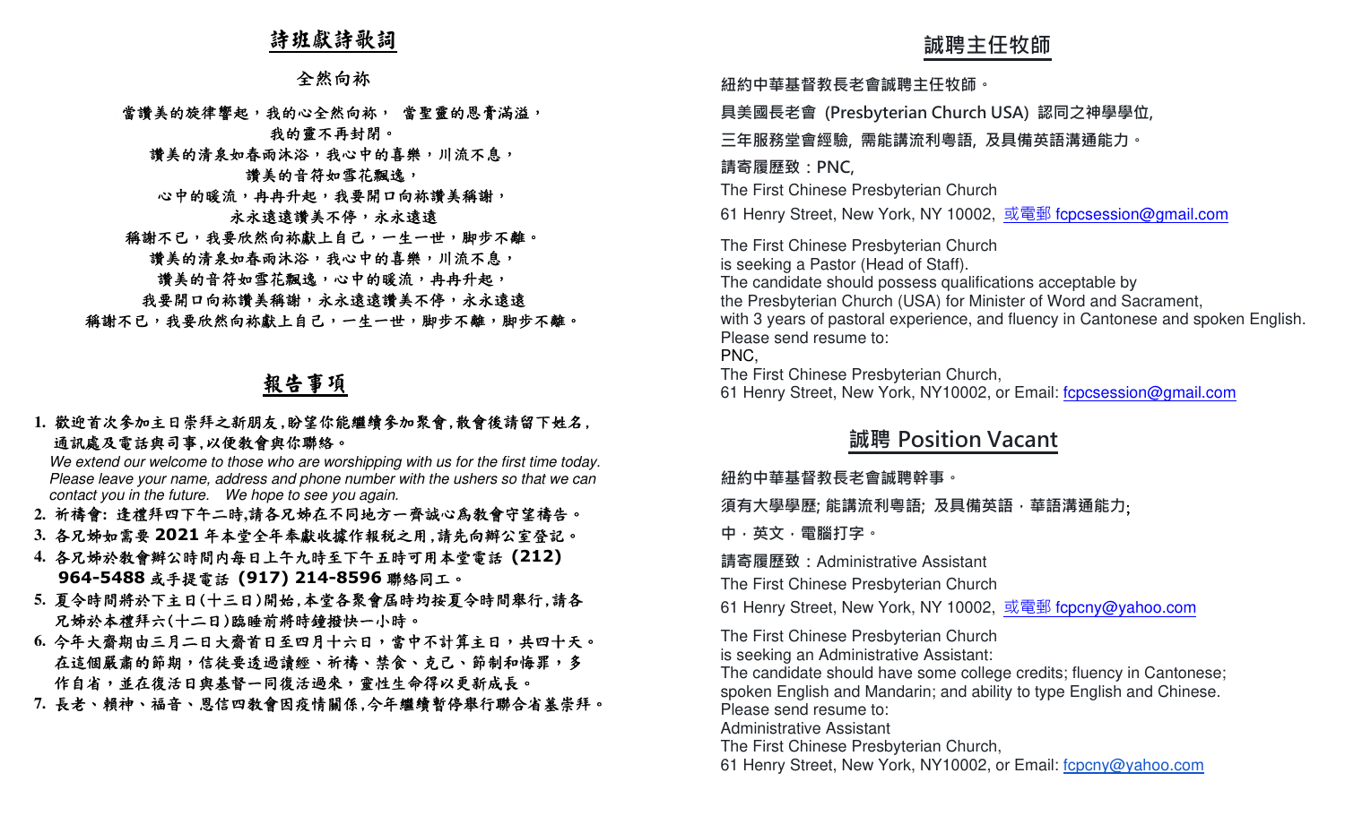## 詩班獻詩歌詞

### 全然向祢

當讚美的旋律響起，我的心全然向祢， 當聖靈的恩膏滿溢，
我的靈不再封閉。
讚美的清泉如春雨沐浴，我心中的喜樂，川流不息，
讚美的音符如雪花飄逸，
心中的暖流，冉冉升起，我要開口向祢讚美稱謝，
永永遠遠讚美不停，永永遠遠
稱謝不已，我要欣然向祢獻上自己，一生一世，腳步不離。
讚美的清泉如春雨沐浴，我心中的喜樂，川流不息，
讚美的音符如雪花飄逸，心中的暖流，冉冉升起，
我要開口向祢讚美稱謝，永永遠遠讚美不停，永永遠遠
稱謝不已，我要欣然向祢獻上自己，一生一世，腳步不離，腳步不離。

## 報告事項

1. 歡迎首次參加主日崇拜之新朋友,盼望你能繼續參加聚會,散會後請留下姓名,通訊處及電話與司事,以便教會與你聯絡。
   *We extend our welcome to those who are worshipping with us for the first time today. Please leave your name, address and phone number with the ushers so that we can contact you in the future. We hope to see you again.*
2. 祈禱會: 逢禮拜四下午二時,請各兄姊在不同地方一齊誠心為教會守望禱告。
3. 各兄姊如需要 **2021** 年本堂全年奉獻收據作報稅之用,請先向辦公室登記。
4. 各兄姊於教會辦公時間內每日上午九時至下午五時可用本堂電話 **(212) 964-5488** 或手提電話 **(917) 214-8596** 聯絡同工。
5. 夏令時間將於下主日(十三日)開始,本堂各聚會屆時均按夏令時間舉行,請各兄姊於本禮拜六(十二日)臨睡前將時鐘撥快一小時。
6. 今年大齋期由三月二日大齋首日至四月十六日，當中不計算主日，共四十天。在這個嚴肅的節期，信徒要透過讀經、祈禱、禁食、克己、節制和悔罪，多作自省，並在復活日與基督一同復活過來，靈性生命得以更新成長。
7. 長老、賴神、福音、恩信四教會因疫情關係,今年繼續暫停舉行聯合省墓崇拜。

## 誠聘主任牧師

紐約中華基督教長老會誠聘主任牧師。

具美國長老會 (Presbyterian Church USA) 認同之神學學位,

三年服務堂會經驗, 需能講流利粵語, 及具備英語溝通能力。

請寄履歷致：PNC,
The First Chinese Presbyterian Church
61 Henry Street, New York, NY 10002, 或電郵 fcpcsession@gmail.com

The First Chinese Presbyterian Church
is seeking a Pastor (Head of Staff).
The candidate should possess qualifications acceptable by
the Presbyterian Church (USA) for Minister of Word and Sacrament,
with 3 years of pastoral experience, and fluency in Cantonese and spoken English.
Please send resume to:
PNC,
The First Chinese Presbyterian Church,
61 Henry Street, New York, NY10002, or Email: fcpcsession@gmail.com

## 誠聘 Position Vacant

紐約中華基督教長老會誠聘幹事。

須有大學學歷; 能講流利粵語; 及具備英語．華語溝通能力;

中．英文．電腦打字。

請寄履歷致：Administrative Assistant
The First Chinese Presbyterian Church
61 Henry Street, New York, NY 10002, 或電郵 fcpcny@yahoo.com

The First Chinese Presbyterian Church
is seeking an Administrative Assistant:
The candidate should have some college credits; fluency in Cantonese;
spoken English and Mandarin; and ability to type English and Chinese.
Please send resume to:
Administrative Assistant
The First Chinese Presbyterian Church,
61 Henry Street, New York, NY10002, or Email: fcpcny@yahoo.com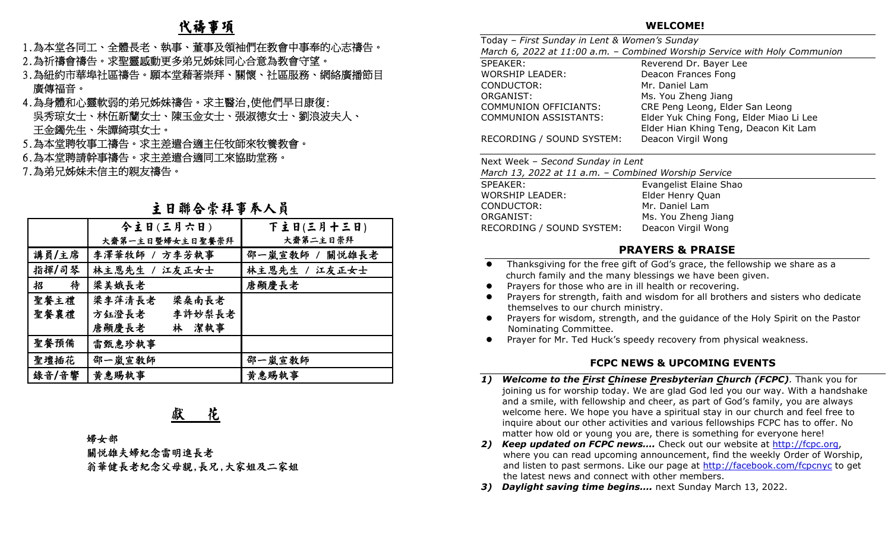# 代禱事項

1. 為本堂各同工、全體長老、執事、董事及領袖們在教會中事奉的心志禱告。
2. 為祈禱會禱告。求聖靈感動更多弟兄姊妹同心合意為教會守望。
3. 為紐約市華埠社區禱告。願本堂藉著崇拜、關懷、社區服務、網絡廣播節目廣傳福音。
4. 為身體和心靈軟弱的弟兄姊妹禱告。求主醫治,使他們早日康復:
   吳秀琼女士、林伍新蘭女士、陳玉金女士、張淑德女士、劉浪波夫人、
   王金鐲先生、朱譚綺琪女士。
5. 為本堂聘牧事工禱告。求主差遣合適主任牧師來牧養教會。
6. 為本堂聘請幹事禱告。求主差遣合適同工來協助堂務。
7. 為弟兄姊妹未信主的親友禱告。

## 主日聯合崇拜事奉人員

| | 今主日(三月六日)<br>大齋第一主日暨婦女主日聖餐崇拜 | 下主日(三月十三日)<br>大齋第二主日崇拜 |
|---|---|---|
| 講員/主席 | 李澤華牧師 / 方李芳執事 | 邵一嵐宣教師 / 關悦雄長老 |
| 指揮/司琴 | 林主恩先生 / 江友正女士 | 林主恩先生 / 江友正女士 |
| 招　待 | 梁美娥長老 | 唐顯慶長老 |
| 聖餐主禮<br>聖餐襄禮 | 梁李萍清長老　梁燊南長老<br>方鈺澄長老　李許妙梨長老<br>唐顯慶長老　林　潔執事 | |
| 聖餐預備 | 雷甄惠珍執事 | |
| 聖壇插花 | 邵一嵐宣教師 | 邵一嵐宣教師 |
| 錄音/音響 | 黄惠賜執事 | 黄惠賜執事 |

## 獻　花

婦女部

關悦雄夫婦紀念雷明進長老

翁華健長老紀念父母親,長兄,大家姐及二家姐

## WELCOME!

Today – *First Sunday in Lent & Women's Sunday*
*March 6, 2022 at 11:00 a.m. – Combined Worship Service with Holy Communion*

| | |
|---|---|
| SPEAKER: | Reverend Dr. Bayer Lee |
| WORSHIP LEADER: | Deacon Frances Fong |
| CONDUCTOR: | Mr. Daniel Lam |
| ORGANIST: | Ms. You Zheng Jiang |
| COMMUNION OFFICIANTS: | CRE Peng Leong, Elder San Leong |
| COMMUNION ASSISTANTS: | Elder Yuk Ching Fong, Elder Miao Li Lee<br>Elder Hian Khing Teng, Deacon Kit Lam |
| RECORDING / SOUND SYSTEM: | Deacon Virgil Wong |

Next Week – *Second Sunday in Lent*
*March 13, 2022 at 11 a.m. – Combined Worship Service*

| | |
|---|---|
| SPEAKER: | Evangelist Elaine Shao |
| WORSHIP LEADER: | Elder Henry Quan |
| CONDUCTOR: | Mr. Daniel Lam |
| ORGANIST: | Ms. You Zheng Jiang |
| RECORDING / SOUND SYSTEM: | Deacon Virgil Wong |

## PRAYERS & PRAISE

- Thanksgiving for the free gift of God's grace, the fellowship we share as a church family and the many blessings we have been given.
- Prayers for those who are in ill health or recovering.
- Prayers for strength, faith and wisdom for all brothers and sisters who dedicate themselves to our church ministry.
- Prayers for wisdom, strength, and the guidance of the Holy Spirit on the Pastor Nominating Committee.
- Prayer for Mr. Ted Huck's speedy recovery from physical weakness.

## FCPC NEWS & UPCOMING EVENTS

1) ***Welcome to the First Chinese Presbyterian Church (FCPC)***. Thank you for joining us for worship today. We are glad God led you our way. With a handshake and a smile, with fellowship and cheer, as part of God's family, you are always welcome here. We hope you have a spiritual stay in our church and feel free to inquire about our other activities and various fellowships FCPC has to offer. No matter how old or young you are, there is something for everyone here!
2) ***Keep updated on FCPC news….*** Check out our website at http://fcpc.org, where you can read upcoming announcement, find the weekly Order of Worship, and listen to past sermons. Like our page at http://facebook.com/fcpcnyc to get the latest news and connect with other members.
3) ***Daylight saving time begins….*** next Sunday March 13, 2022.